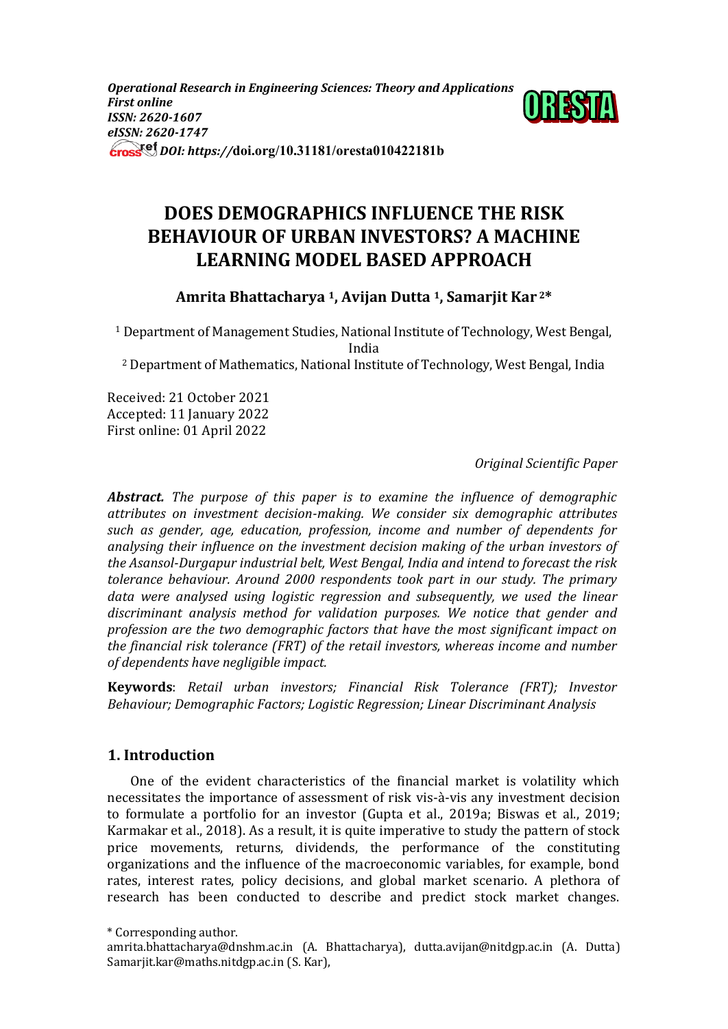*Operational Research in Engineering Sciences: Theory and Applications*
*First online*
*ISSN: 2620-1607*
*eISSN: 2620-1747*
*DOI: https://doi.org/10.31181/oresta010422181b*

# DOES DEMOGRAPHICS INFLUENCE THE RISK BEHAVIOUR OF URBAN INVESTORS? A MACHINE LEARNING MODEL BASED APPROACH

**Amrita Bhattacharya [1], Avijan Dutta [1], Samarjit Kar [2]***

[1] Department of Management Studies, National Institute of Technology, West Bengal, India

[2] Department of Mathematics, National Institute of Technology, West Bengal, India

Received: 21 October 2021
Accepted: 11 January 2022
First online: 01 April 2022

*Original Scientific Paper*

***Abstract.*** *The purpose of this paper is to examine the influence of demographic attributes on investment decision-making. We consider six demographic attributes such as gender, age, education, profession, income and number of dependents for analysing their influence on the investment decision making of the urban investors of the Asansol-Durgapur industrial belt, West Bengal, India and intend to forecast the risk tolerance behaviour. Around 2000 respondents took part in our study. The primary data were analysed using logistic regression and subsequently, we used the linear discriminant analysis method for validation purposes. We notice that gender and profession are the two demographic factors that have the most significant impact on the financial risk tolerance (FRT) of the retail investors, whereas income and number of dependents have negligible impact.*

**Keywords**: *Retail urban investors; Financial Risk Tolerance (FRT); Investor Behaviour; Demographic Factors; Logistic Regression; Linear Discriminant Analysis*

## 1. Introduction

One of the evident characteristics of the financial market is volatility which necessitates the importance of assessment of risk vis-à-vis any investment decision to formulate a portfolio for an investor (Gupta et al., 2019a; Biswas et al., 2019; Karmakar et al., 2018). As a result, it is quite imperative to study the pattern of stock price movements, returns, dividends, the performance of the constituting organizations and the influence of the macroeconomic variables, for example, bond rates, interest rates, policy decisions, and global market scenario. A plethora of research has been conducted to describe and predict stock market changes.

\* Corresponding author.
amrita.bhattacharya@dnshm.ac.in (A. Bhattacharya), dutta.avijan@nitdgp.ac.in (A. Dutta) Samarjit.kar@maths.nitdgp.ac.in (S. Kar),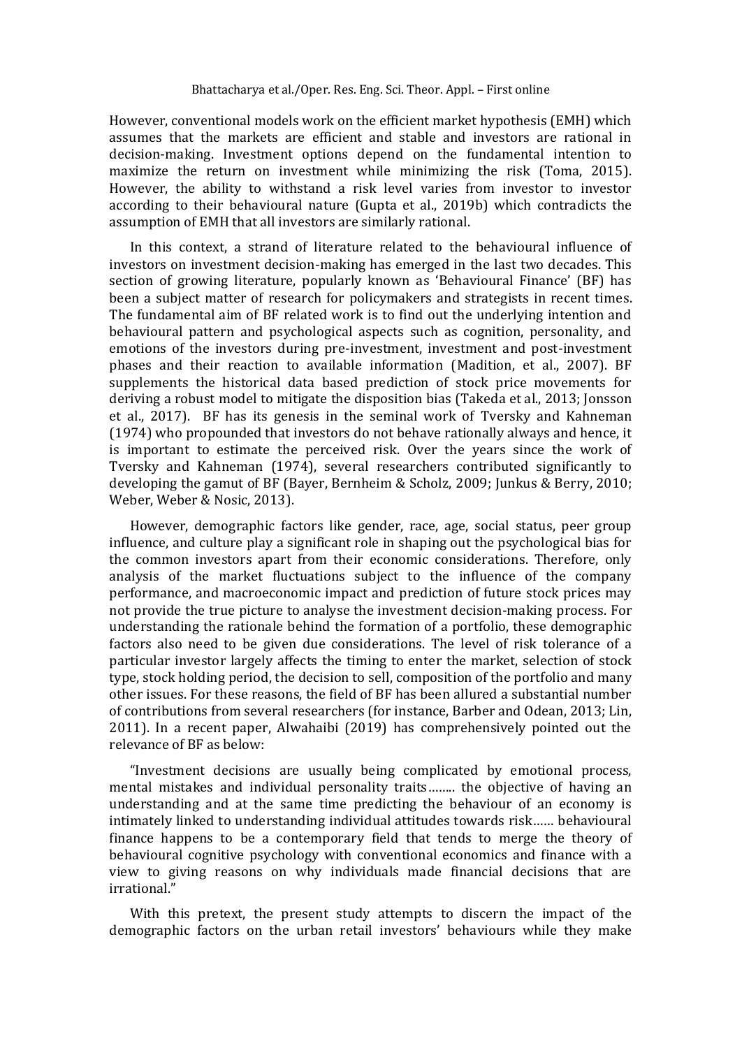However, conventional models work on the efficient market hypothesis (EMH) which assumes that the markets are efficient and stable and investors are rational in decision-making. Investment options depend on the fundamental intention to maximize the return on investment while minimizing the risk (Toma, 2015). However, the ability to withstand a risk level varies from investor to investor according to their behavioural nature (Gupta et al., 2019b) which contradicts the assumption of EMH that all investors are similarly rational.

In this context, a strand of literature related to the behavioural influence of investors on investment decision-making has emerged in the last two decades. This section of growing literature, popularly known as 'Behavioural Finance' (BF) has been a subject matter of research for policymakers and strategists in recent times. The fundamental aim of BF related work is to find out the underlying intention and behavioural pattern and psychological aspects such as cognition, personality, and emotions of the investors during pre-investment, investment and post-investment phases and their reaction to available information (Madition, et al., 2007). BF supplements the historical data based prediction of stock price movements for deriving a robust model to mitigate the disposition bias (Takeda et al., 2013; Jonsson et al., 2017). BF has its genesis in the seminal work of Tversky and Kahneman (1974) who propounded that investors do not behave rationally always and hence, it is important to estimate the perceived risk. Over the years since the work of Tversky and Kahneman (1974), several researchers contributed significantly to developing the gamut of BF (Bayer, Bernheim & Scholz, 2009; Junkus & Berry, 2010; Weber, Weber & Nosic, 2013).

However, demographic factors like gender, race, age, social status, peer group influence, and culture play a significant role in shaping out the psychological bias for the common investors apart from their economic considerations. Therefore, only analysis of the market fluctuations subject to the influence of the company performance, and macroeconomic impact and prediction of future stock prices may not provide the true picture to analyse the investment decision-making process. For understanding the rationale behind the formation of a portfolio, these demographic factors also need to be given due considerations. The level of risk tolerance of a particular investor largely affects the timing to enter the market, selection of stock type, stock holding period, the decision to sell, composition of the portfolio and many other issues. For these reasons, the field of BF has been allured a substantial number of contributions from several researchers (for instance, Barber and Odean, 2013; Lin, 2011). In a recent paper, Alwahaibi (2019) has comprehensively pointed out the relevance of BF as below:

"Investment decisions are usually being complicated by emotional process, mental mistakes and individual personality traits........ the objective of having an understanding and at the same time predicting the behaviour of an economy is intimately linked to understanding individual attitudes towards risk...... behavioural finance happens to be a contemporary field that tends to merge the theory of behavioural cognitive psychology with conventional economics and finance with a view to giving reasons on why individuals made financial decisions that are irrational."

With this pretext, the present study attempts to discern the impact of the demographic factors on the urban retail investors' behaviours while they make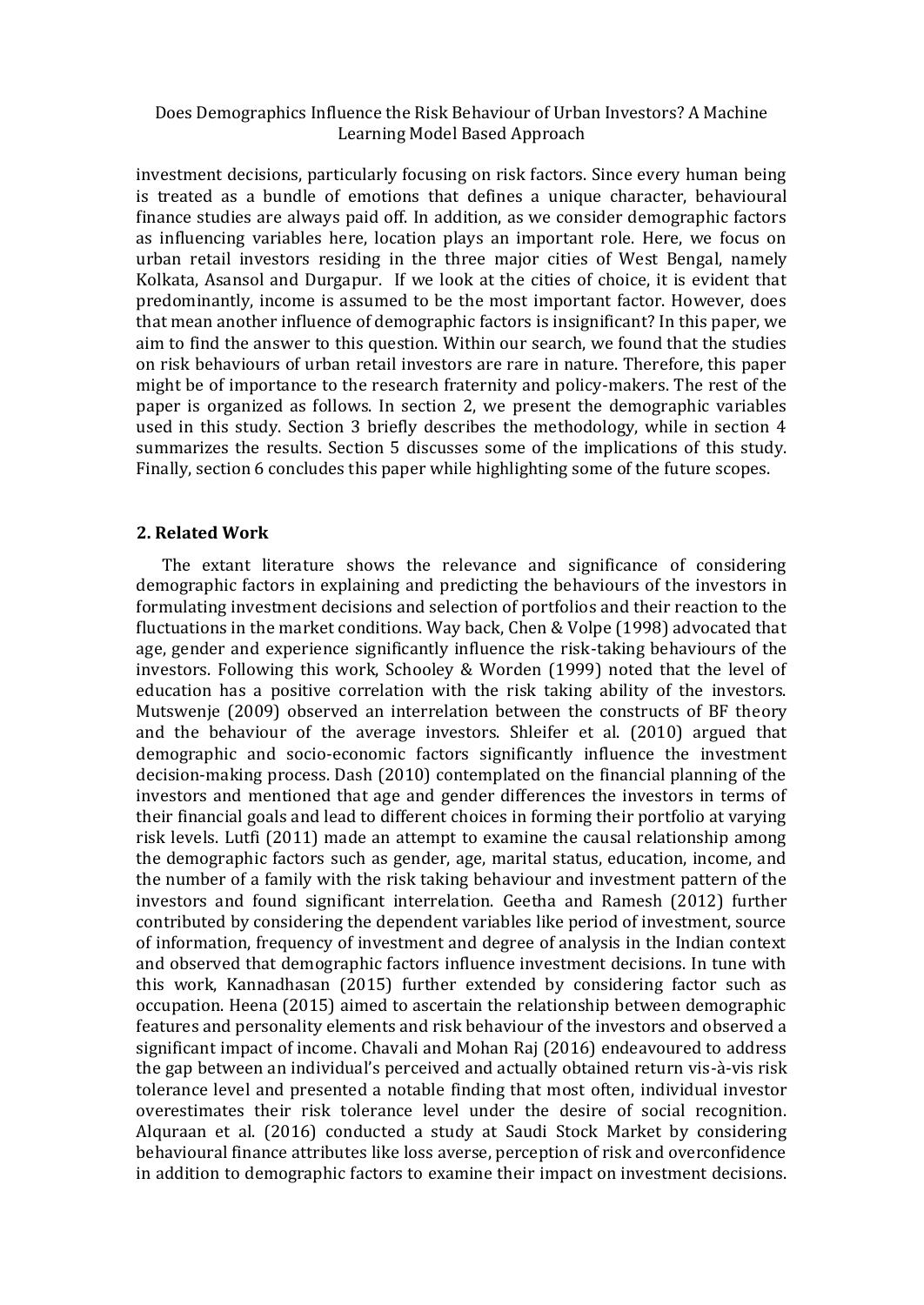investment decisions, particularly focusing on risk factors. Since every human being is treated as a bundle of emotions that defines a unique character, behavioural finance studies are always paid off. In addition, as we consider demographic factors as influencing variables here, location plays an important role. Here, we focus on urban retail investors residing in the three major cities of West Bengal, namely Kolkata, Asansol and Durgapur. If we look at the cities of choice, it is evident that predominantly, income is assumed to be the most important factor. However, does that mean another influence of demographic factors is insignificant? In this paper, we aim to find the answer to this question. Within our search, we found that the studies on risk behaviours of urban retail investors are rare in nature. Therefore, this paper might be of importance to the research fraternity and policy-makers. The rest of the paper is organized as follows. In section 2, we present the demographic variables used in this study. Section 3 briefly describes the methodology, while in section 4 summarizes the results. Section 5 discusses some of the implications of this study. Finally, section 6 concludes this paper while highlighting some of the future scopes.

## 2. Related Work

The extant literature shows the relevance and significance of considering demographic factors in explaining and predicting the behaviours of the investors in formulating investment decisions and selection of portfolios and their reaction to the fluctuations in the market conditions. Way back, Chen & Volpe (1998) advocated that age, gender and experience significantly influence the risk-taking behaviours of the investors. Following this work, Schooley & Worden (1999) noted that the level of education has a positive correlation with the risk taking ability of the investors. Mutswenje (2009) observed an interrelation between the constructs of BF theory and the behaviour of the average investors. Shleifer et al. (2010) argued that demographic and socio-economic factors significantly influence the investment decision-making process. Dash (2010) contemplated on the financial planning of the investors and mentioned that age and gender differences the investors in terms of their financial goals and lead to different choices in forming their portfolio at varying risk levels. Lutfi (2011) made an attempt to examine the causal relationship among the demographic factors such as gender, age, marital status, education, income, and the number of a family with the risk taking behaviour and investment pattern of the investors and found significant interrelation. Geetha and Ramesh (2012) further contributed by considering the dependent variables like period of investment, source of information, frequency of investment and degree of analysis in the Indian context and observed that demographic factors influence investment decisions. In tune with this work, Kannadhasan (2015) further extended by considering factor such as occupation. Heena (2015) aimed to ascertain the relationship between demographic features and personality elements and risk behaviour of the investors and observed a significant impact of income. Chavali and Mohan Raj (2016) endeavoured to address the gap between an individual's perceived and actually obtained return vis-à-vis risk tolerance level and presented a notable finding that most often, individual investor overestimates their risk tolerance level under the desire of social recognition. Alquraan et al. (2016) conducted a study at Saudi Stock Market by considering behavioural finance attributes like loss averse, perception of risk and overconfidence in addition to demographic factors to examine their impact on investment decisions.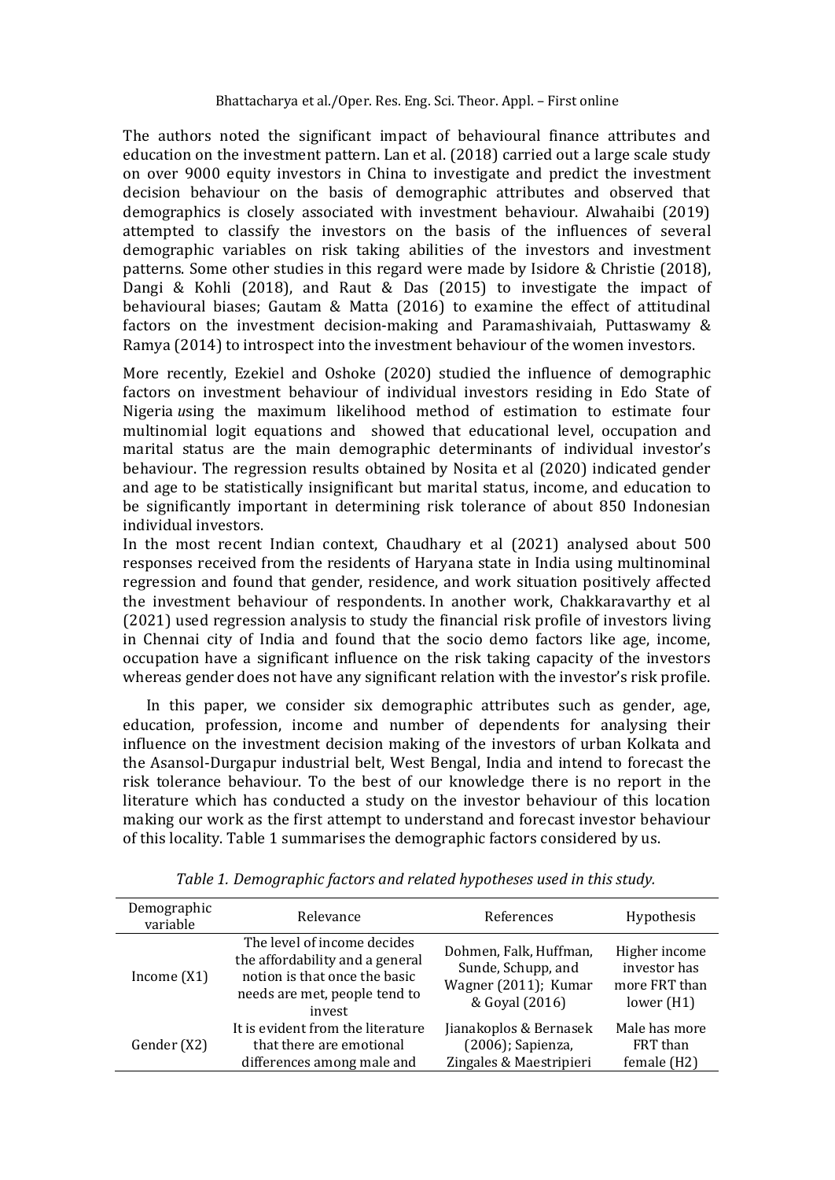The authors noted the significant impact of behavioural finance attributes and education on the investment pattern. Lan et al. (2018) carried out a large scale study on over 9000 equity investors in China to investigate and predict the investment decision behaviour on the basis of demographic attributes and observed that demographics is closely associated with investment behaviour. Alwahaibi (2019) attempted to classify the investors on the basis of the influences of several demographic variables on risk taking abilities of the investors and investment patterns. Some other studies in this regard were made by Isidore & Christie (2018), Dangi & Kohli (2018), and Raut & Das (2015) to investigate the impact of behavioural biases; Gautam & Matta (2016) to examine the effect of attitudinal factors on the investment decision-making and Paramashivaiah, Puttaswamy & Ramya (2014) to introspect into the investment behaviour of the women investors.

More recently, Ezekiel and Oshoke (2020) studied the influence of demographic factors on investment behaviour of individual investors residing in Edo State of Nigeria *u*sing the maximum likelihood method of estimation to estimate four multinomial logit equations and showed that educational level, occupation and marital status are the main demographic determinants of individual investor's behaviour. The regression results obtained by Nosita et al (2020) indicated gender and age to be statistically insignificant but marital status, income, and education to be significantly important in determining risk tolerance of about 850 Indonesian individual investors.

In the most recent Indian context, Chaudhary et al (2021) analysed about 500 responses received from the residents of Haryana state in India using multinominal regression and found that gender, residence, and work situation positively affected the investment behaviour of respondents. In another work, Chakkaravarthy et al (2021) used regression analysis to study the financial risk profile of investors living in Chennai city of India and found that the socio demo factors like age, income, occupation have a significant influence on the risk taking capacity of the investors whereas gender does not have any significant relation with the investor's risk profile.

In this paper, we consider six demographic attributes such as gender, age, education, profession, income and number of dependents for analysing their influence on the investment decision making of the investors of urban Kolkata and the Asansol-Durgapur industrial belt, West Bengal, India and intend to forecast the risk tolerance behaviour. To the best of our knowledge there is no report in the literature which has conducted a study on the investor behaviour of this location making our work as the first attempt to understand and forecast investor behaviour of this locality. Table 1 summarises the demographic factors considered by us.

*Table 1. Demographic factors and related hypotheses used in this study.*

| Demographic variable | Relevance | References | Hypothesis |
|---|---|---|---|
| Income (X1) | The level of income decides the affordability and a general notion is that once the basic needs are met, people tend to invest | Dohmen, Falk, Huffman, Sunde, Schupp, and Wagner (2011); Kumar & Goyal (2016) | Higher income investor has more FRT than lower (H1) |
| Gender (X2) | It is evident from the literature that there are emotional differences among male and | Jianakoplos & Bernasek (2006); Sapienza, Zingales & Maestripieri | Male has more FRT than female (H2) |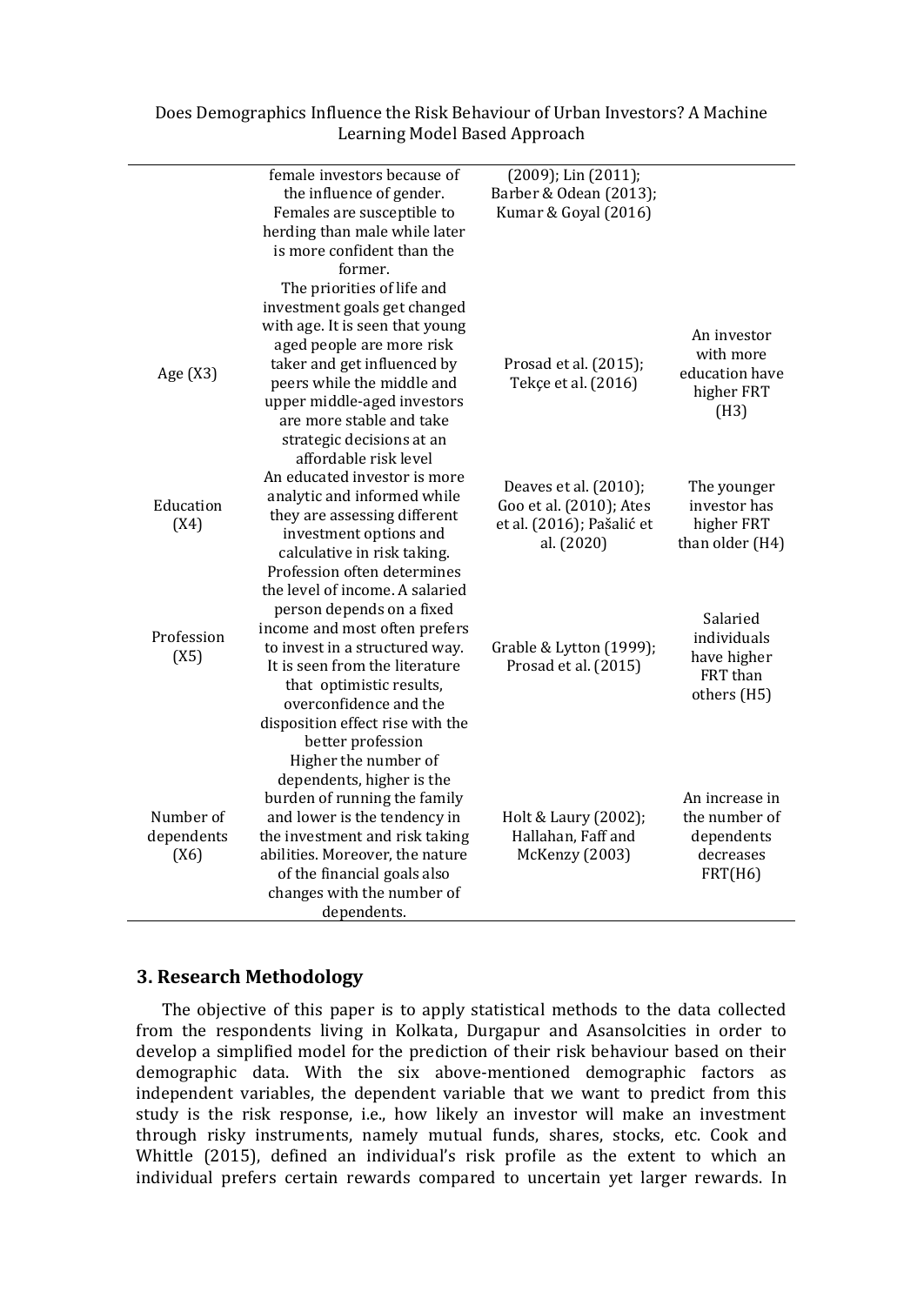|  | female investors because of the influence of gender. Females are susceptible to herding than male while later is more confident than the former. | (2009); Lin (2011); Barber & Odean (2013); Kumar & Goyal (2016) |  |
| --- | --- | --- | --- |
| Age (X3) | The priorities of life and investment goals get changed with age. It is seen that young aged people are more risk taker and get influenced by peers while the middle and upper middle-aged investors are more stable and take strategic decisions at an affordable risk level | Prosad et al. (2015); Tekçe et al. (2016) | An investor with more education have higher FRT (H3) |
| Education (X4) | An educated investor is more analytic and informed while they are assessing different investment options and calculative in risk taking. | Deaves et al. (2010); Goo et al. (2010); Ates et al. (2016); Pašalić et al. (2020) | The younger investor has higher FRT than older (H4) |
| Profession (X5) | Profession often determines the level of income. A salaried person depends on a fixed income and most often prefers to invest in a structured way. It is seen from the literature that optimistic results, overconfidence and the disposition effect rise with the better profession | Grable & Lytton (1999); Prosad et al. (2015) | Salaried individuals have higher FRT than others (H5) |
| Number of dependents (X6) | Higher the number of dependents, higher is the burden of running the family and lower is the tendency in the investment and risk taking abilities. Moreover, the nature of the financial goals also changes with the number of dependents. | Holt & Laury (2002); Hallahan, Faff and McKenzy (2003) | An increase in the number of dependents decreases FRT(H6) |

## 3. Research Methodology

The objective of this paper is to apply statistical methods to the data collected from the respondents living in Kolkata, Durgapur and Asansolcities in order to develop a simplified model for the prediction of their risk behaviour based on their demographic data. With the six above-mentioned demographic factors as independent variables, the dependent variable that we want to predict from this study is the risk response, i.e., how likely an investor will make an investment through risky instruments, namely mutual funds, shares, stocks, etc. Cook and Whittle (2015), defined an individual's risk profile as the extent to which an individual prefers certain rewards compared to uncertain yet larger rewards. In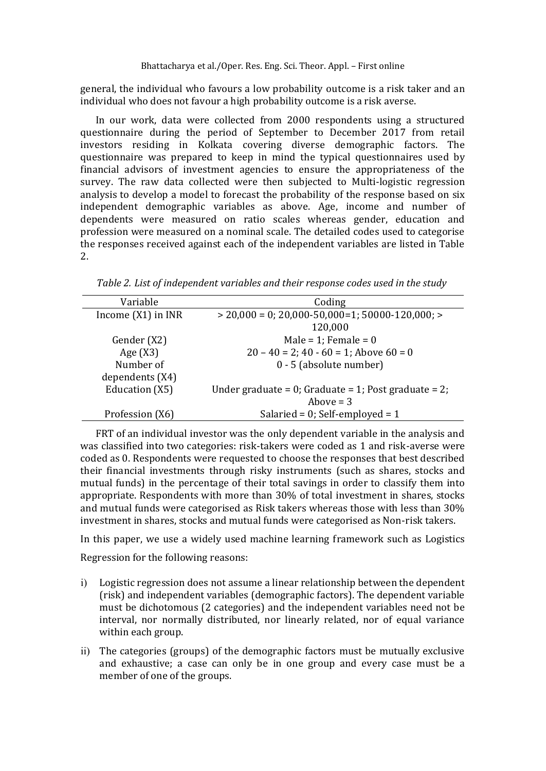general, the individual who favours a low probability outcome is a risk taker and an individual who does not favour a high probability outcome is a risk averse.

In our work, data were collected from 2000 respondents using a structured questionnaire during the period of September to December 2017 from retail investors residing in Kolkata covering diverse demographic factors. The questionnaire was prepared to keep in mind the typical questionnaires used by financial advisors of investment agencies to ensure the appropriateness of the survey. The raw data collected were then subjected to Multi-logistic regression analysis to develop a model to forecast the probability of the response based on six independent demographic variables as above. Age, income and number of dependents were measured on ratio scales whereas gender, education and profession were measured on a nominal scale. The detailed codes used to categorise the responses received against each of the independent variables are listed in Table 2.

*Table 2. List of independent variables and their response codes used in the study*

| Variable | Coding |
|---|---|
| Income (X1) in INR | > 20,000 = 0; 20,000-50,000=1; 50000-120,000; > 120,000 |
| Gender (X2) | Male = 1; Female = 0 |
| Age (X3) | 20 – 40 = 2; 40 - 60 = 1; Above 60 = 0 |
| Number of dependents (X4) | 0 - 5 (absolute number) |
| Education (X5) | Under graduate = 0; Graduate = 1; Post graduate = 2; Above = 3 |
| Profession (X6) | Salaried = 0; Self-employed = 1 |

FRT of an individual investor was the only dependent variable in the analysis and was classified into two categories: risk-takers were coded as 1 and risk-averse were coded as 0. Respondents were requested to choose the responses that best described their financial investments through risky instruments (such as shares, stocks and mutual funds) in the percentage of their total savings in order to classify them into appropriate. Respondents with more than 30% of total investment in shares, stocks and mutual funds were categorised as Risk takers whereas those with less than 30% investment in shares, stocks and mutual funds were categorised as Non-risk takers.

In this paper, we use a widely used machine learning framework such as Logistics Regression for the following reasons:

i) Logistic regression does not assume a linear relationship between the dependent (risk) and independent variables (demographic factors). The dependent variable must be dichotomous (2 categories) and the independent variables need not be interval, nor normally distributed, nor linearly related, nor of equal variance within each group.

ii) The categories (groups) of the demographic factors must be mutually exclusive and exhaustive; a case can only be in one group and every case must be a member of one of the groups.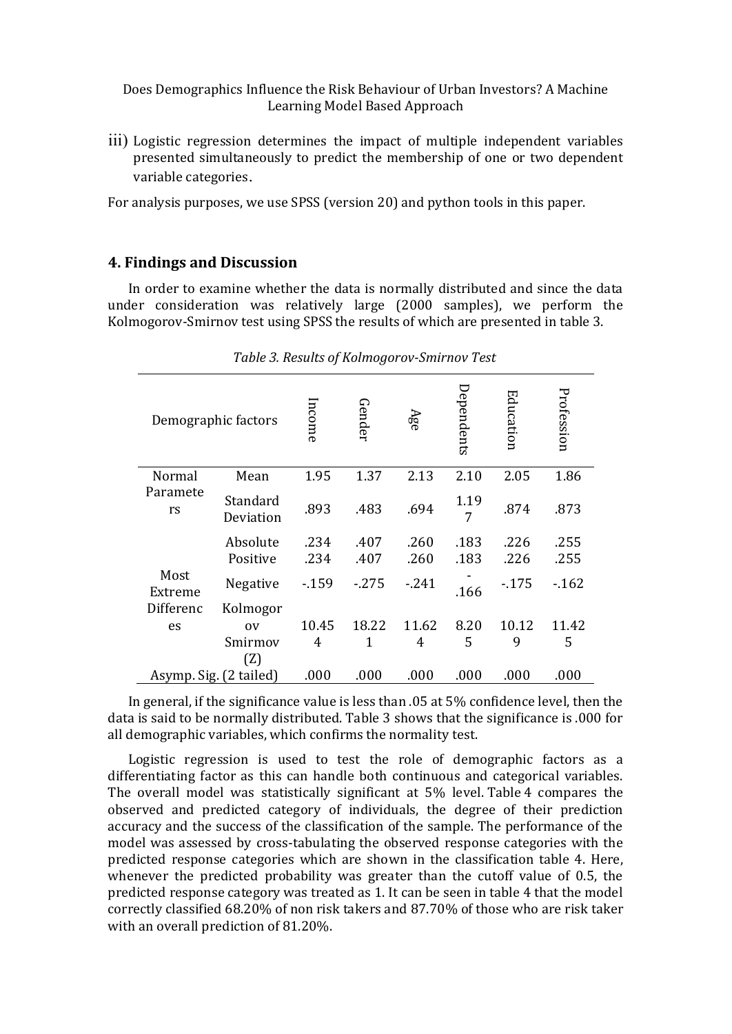iii) Logistic regression determines the impact of multiple independent variables presented simultaneously to predict the membership of one or two dependent variable categories.

For analysis purposes, we use SPSS (version 20) and python tools in this paper.

## 4. Findings and Discussion

In order to examine whether the data is normally distributed and since the data under consideration was relatively large (2000 samples), we perform the Kolmogorov-Smirnov test using SPSS the results of which are presented in table 3.

*Table 3. Results of Kolmogorov-Smirnov Test*

| Demographic factors | | Income | Gender | Age | Dependents | Education | Profession |
|---|---|---|---|---|---|---|---|
| Normal Parameters | Mean | 1.95 | 1.37 | 2.13 | 2.10 | 2.05 | 1.86 |
| | Standard Deviation | .893 | .483 | .694 | 1.197 | .874 | .873 |
| Most Extreme Differences | Absolute | .234 | .407 | .260 | .183 | .226 | .255 |
| | Positive | .234 | .407 | .260 | .183 | .226 | .255 |
| | Negative | -.159 | -.275 | -.241 | -.166 | -.175 | -.162 |
| | Kolmogorov Smirnov (Z) | 10.454 | 18.221 | 11.624 | 8.205 | 10.129 | 11.425 |
| Asymp. Sig. (2 tailed) | | .000 | .000 | .000 | .000 | .000 | .000 |

In general, if the significance value is less than .05 at 5% confidence level, then the data is said to be normally distributed. Table 3 shows that the significance is .000 for all demographic variables, which confirms the normality test.

Logistic regression is used to test the role of demographic factors as a differentiating factor as this can handle both continuous and categorical variables. The overall model was statistically significant at 5% level. Table 4 compares the observed and predicted category of individuals, the degree of their prediction accuracy and the success of the classification of the sample. The performance of the model was assessed by cross-tabulating the observed response categories with the predicted response categories which are shown in the classification table 4. Here, whenever the predicted probability was greater than the cutoff value of 0.5, the predicted response category was treated as 1. It can be seen in table 4 that the model correctly classified 68.20% of non risk takers and 87.70% of those who are risk taker with an overall prediction of 81.20%.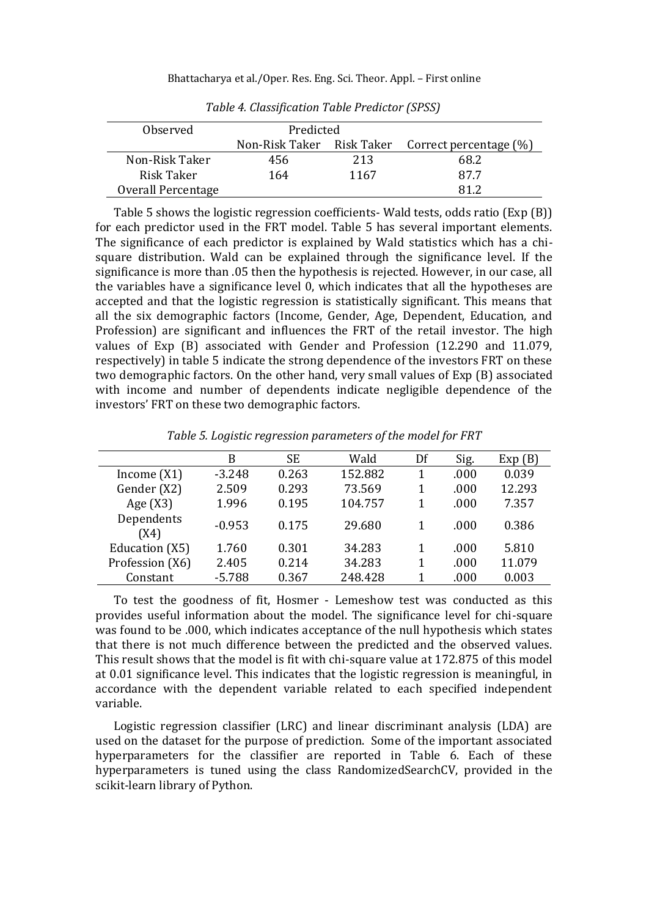*Table 4. Classification Table Predictor (SPSS)*

| Observed | Predicted | | |
|---|---|---|---|
| | Non-Risk Taker | Risk Taker | Correct percentage (%) |
| Non-Risk Taker | 456 | 213 | 68.2 |
| Risk Taker | 164 | 1167 | 87.7 |
| Overall Percentage | | | 81.2 |

Table 5 shows the logistic regression coefficients- Wald tests, odds ratio (Exp (B)) for each predictor used in the FRT model. Table 5 has several important elements. The significance of each predictor is explained by Wald statistics which has a chi-square distribution. Wald can be explained through the significance level. If the significance is more than .05 then the hypothesis is rejected. However, in our case, all the variables have a significance level 0, which indicates that all the hypotheses are accepted and that the logistic regression is statistically significant. This means that all the six demographic factors (Income, Gender, Age, Dependent, Education, and Profession) are significant and influences the FRT of the retail investor. The high values of Exp (B) associated with Gender and Profession (12.290 and 11.079, respectively) in table 5 indicate the strong dependence of the investors FRT on these two demographic factors. On the other hand, very small values of Exp (B) associated with income and number of dependents indicate negligible dependence of the investors' FRT on these two demographic factors.

*Table 5. Logistic regression parameters of the model for FRT*

| | B | SE | Wald | Df | Sig. | Exp (B) |
|---|---|---|---|---|---|---|
| Income (X1) | -3.248 | 0.263 | 152.882 | 1 | .000 | 0.039 |
| Gender (X2) | 2.509 | 0.293 | 73.569 | 1 | .000 | 12.293 |
| Age (X3) | 1.996 | 0.195 | 104.757 | 1 | .000 | 7.357 |
| Dependents (X4) | -0.953 | 0.175 | 29.680 | 1 | .000 | 0.386 |
| Education (X5) | 1.760 | 0.301 | 34.283 | 1 | .000 | 5.810 |
| Profession (X6) | 2.405 | 0.214 | 34.283 | 1 | .000 | 11.079 |
| Constant | -5.788 | 0.367 | 248.428 | 1 | .000 | 0.003 |

To test the goodness of fit, Hosmer - Lemeshow test was conducted as this provides useful information about the model. The significance level for chi-square was found to be .000, which indicates acceptance of the null hypothesis which states that there is not much difference between the predicted and the observed values. This result shows that the model is fit with chi-square value at 172.875 of this model at 0.01 significance level. This indicates that the logistic regression is meaningful, in accordance with the dependent variable related to each specified independent variable.

Logistic regression classifier (LRC) and linear discriminant analysis (LDA) are used on the dataset for the purpose of prediction. Some of the important associated hyperparameters for the classifier are reported in Table 6. Each of these hyperparameters is tuned using the class RandomizedSearchCV, provided in the scikit-learn library of Python.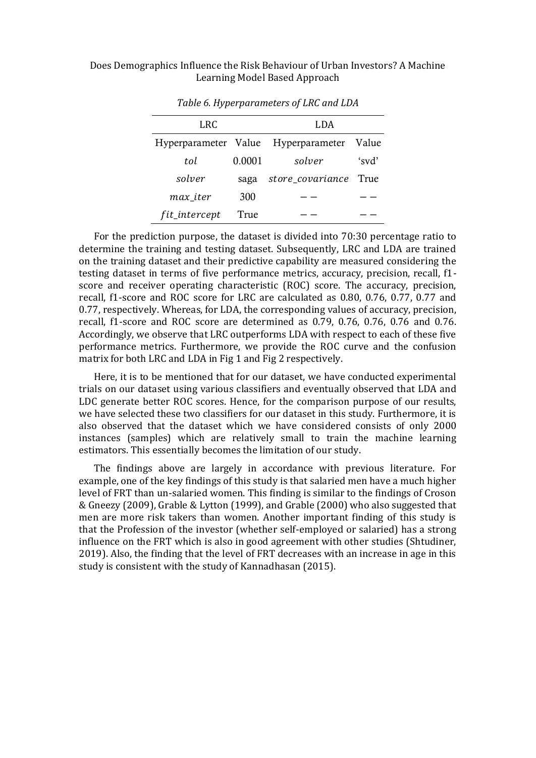*Table 6. Hyperparameters of LRC and LDA*

| LRC | | LDA | |
|---|---|---|---|
| Hyperparameter | Value | Hyperparameter | Value |
| *tol* | 0.0001 | *solver* | 'svd' |
| *solver* | saga | *store_covariance* | True |
| *max_iter* | 300 | −− | −− |
| *fit_intercept* | True | −− | −− |

For the prediction purpose, the dataset is divided into 70:30 percentage ratio to determine the training and testing dataset. Subsequently, LRC and LDA are trained on the training dataset and their predictive capability are measured considering the testing dataset in terms of five performance metrics, accuracy, precision, recall, f1-score and receiver operating characteristic (ROC) score. The accuracy, precision, recall, f1-score and ROC score for LRC are calculated as 0.80, 0.76, 0.77, 0.77 and 0.77, respectively. Whereas, for LDA, the corresponding values of accuracy, precision, recall, f1-score and ROC score are determined as 0.79, 0.76, 0.76, 0.76 and 0.76. Accordingly, we observe that LRC outperforms LDA with respect to each of these five performance metrics. Furthermore, we provide the ROC curve and the confusion matrix for both LRC and LDA in Fig 1 and Fig 2 respectively.

Here, it is to be mentioned that for our dataset, we have conducted experimental trials on our dataset using various classifiers and eventually observed that LDA and LDC generate better ROC scores. Hence, for the comparison purpose of our results, we have selected these two classifiers for our dataset in this study. Furthermore, it is also observed that the dataset which we have considered consists of only 2000 instances (samples) which are relatively small to train the machine learning estimators. This essentially becomes the limitation of our study.

The findings above are largely in accordance with previous literature. For example, one of the key findings of this study is that salaried men have a much higher level of FRT than un-salaried women. This finding is similar to the findings of Croson & Gneezy (2009), Grable & Lytton (1999), and Grable (2000) who also suggested that men are more risk takers than women. Another important finding of this study is that the Profession of the investor (whether self-employed or salaried) has a strong influence on the FRT which is also in good agreement with other studies (Shtudiner, 2019). Also, the finding that the level of FRT decreases with an increase in age in this study is consistent with the study of Kannadhasan (2015).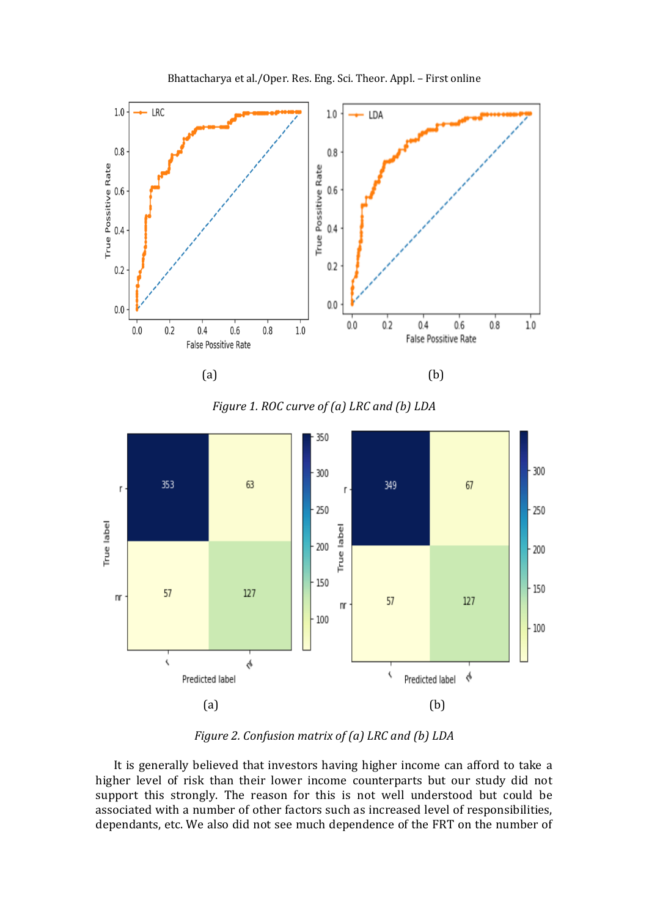(a)

(b)

*Figure 1. ROC curve of (a) LRC and (b) LDA*

(a)

(b)

*Figure 2. Confusion matrix of (a) LRC and (b) LDA*

It is generally believed that investors having higher income can afford to take a higher level of risk than their lower income counterparts but our study did not support this strongly. The reason for this is not well understood but could be associated with a number of other factors such as increased level of responsibilities, dependants, etc. We also did not see much dependence of the FRT on the number of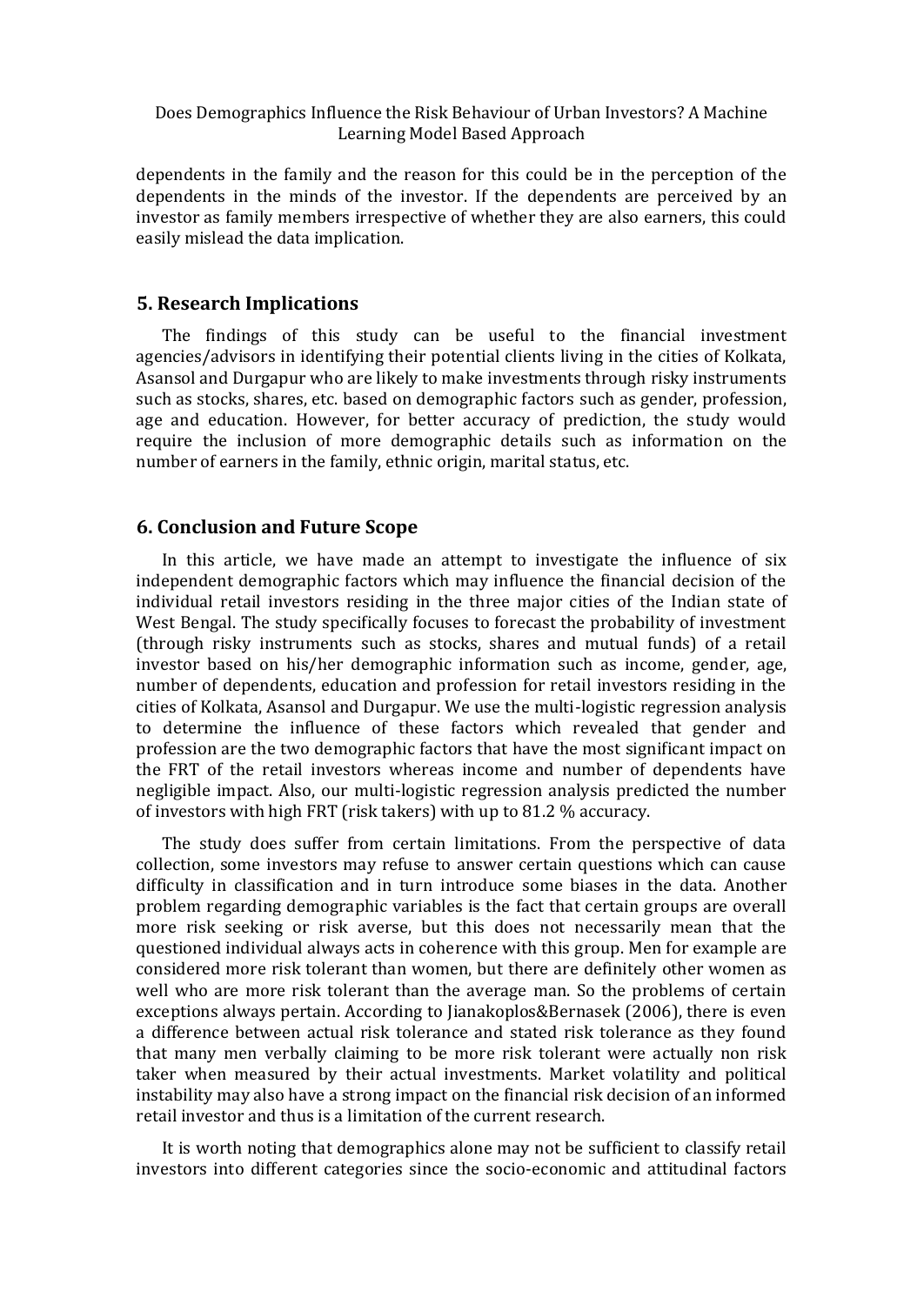dependents in the family and the reason for this could be in the perception of the dependents in the minds of the investor. If the dependents are perceived by an investor as family members irrespective of whether they are also earners, this could easily mislead the data implication.

## 5. Research Implications

The findings of this study can be useful to the financial investment agencies/advisors in identifying their potential clients living in the cities of Kolkata, Asansol and Durgapur who are likely to make investments through risky instruments such as stocks, shares, etc. based on demographic factors such as gender, profession, age and education. However, for better accuracy of prediction, the study would require the inclusion of more demographic details such as information on the number of earners in the family, ethnic origin, marital status, etc.

## 6. Conclusion and Future Scope

In this article, we have made an attempt to investigate the influence of six independent demographic factors which may influence the financial decision of the individual retail investors residing in the three major cities of the Indian state of West Bengal. The study specifically focuses to forecast the probability of investment (through risky instruments such as stocks, shares and mutual funds) of a retail investor based on his/her demographic information such as income, gender, age, number of dependents, education and profession for retail investors residing in the cities of Kolkata, Asansol and Durgapur. We use the multi-logistic regression analysis to determine the influence of these factors which revealed that gender and profession are the two demographic factors that have the most significant impact on the FRT of the retail investors whereas income and number of dependents have negligible impact. Also, our multi-logistic regression analysis predicted the number of investors with high FRT (risk takers) with up to 81.2 % accuracy.

The study does suffer from certain limitations. From the perspective of data collection, some investors may refuse to answer certain questions which can cause difficulty in classification and in turn introduce some biases in the data. Another problem regarding demographic variables is the fact that certain groups are overall more risk seeking or risk averse, but this does not necessarily mean that the questioned individual always acts in coherence with this group. Men for example are considered more risk tolerant than women, but there are definitely other women as well who are more risk tolerant than the average man. So the problems of certain exceptions always pertain. According to Jianakoplos&Bernasek (2006), there is even a difference between actual risk tolerance and stated risk tolerance as they found that many men verbally claiming to be more risk tolerant were actually non risk taker when measured by their actual investments. Market volatility and political instability may also have a strong impact on the financial risk decision of an informed retail investor and thus is a limitation of the current research.

It is worth noting that demographics alone may not be sufficient to classify retail investors into different categories since the socio-economic and attitudinal factors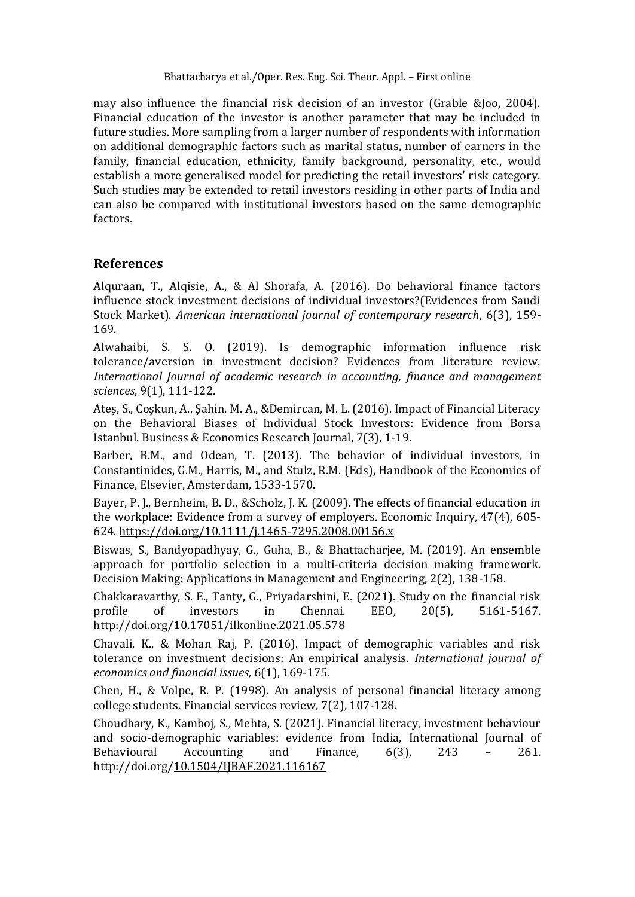may also influence the financial risk decision of an investor (Grable &Joo, 2004). Financial education of the investor is another parameter that may be included in future studies. More sampling from a larger number of respondents with information on additional demographic factors such as marital status, number of earners in the family, financial education, ethnicity, family background, personality, etc., would establish a more generalised model for predicting the retail investors' risk category. Such studies may be extended to retail investors residing in other parts of India and can also be compared with institutional investors based on the same demographic factors.

## References

Alquraan, T., Alqisie, A., & Al Shorafa, A. (2016). Do behavioral finance factors influence stock investment decisions of individual investors?(Evidences from Saudi Stock Market). *American international journal of contemporary research*, 6(3), 159-169.

Alwahaibi, S. S. O. (2019). Is demographic information influence risk tolerance/aversion in investment decision? Evidences from literature review. *International Journal of academic research in accounting, finance and management sciences*, 9(1), 111-122.

Ateş, S., Coşkun, A., Şahin, M. A., &Demircan, M. L. (2016). Impact of Financial Literacy on the Behavioral Biases of Individual Stock Investors: Evidence from Borsa Istanbul. Business & Economics Research Journal, 7(3), 1-19.

Barber, B.M., and Odean, T. (2013). The behavior of individual investors, in Constantinides, G.M., Harris, M., and Stulz, R.M. (Eds), Handbook of the Economics of Finance, Elsevier, Amsterdam, 1533-1570.

Bayer, P. J., Bernheim, B. D., &Scholz, J. K. (2009). The effects of financial education in the workplace: Evidence from a survey of employers. Economic Inquiry, 47(4), 605-624. https://doi.org/10.1111/j.1465-7295.2008.00156.x

Biswas, S., Bandyopadhyay, G., Guha, B., & Bhattacharjee, M. (2019). An ensemble approach for portfolio selection in a multi-criteria decision making framework. Decision Making: Applications in Management and Engineering, 2(2), 138-158.

Chakkaravarthy, S. E., Tanty, G., Priyadarshini, E. (2021). Study on the financial risk profile of investors in Chennai. EEO, 20(5), 5161-5167. http://doi.org/10.17051/ilkonline.2021.05.578

Chavali, K., & Mohan Raj, P. (2016). Impact of demographic variables and risk tolerance on investment decisions: An empirical analysis. *International journal of economics and financial issues,* 6(1), 169-175.

Chen, H., & Volpe, R. P. (1998). An analysis of personal financial literacy among college students. Financial services review, 7(2), 107-128.

Choudhary, K., Kamboj, S., Mehta, S. (2021). Financial literacy, investment behaviour and socio-demographic variables: evidence from India, International Journal of Behavioural Accounting and Finance, 6(3), 243 – 261. http://doi.org/10.1504/IJBAF.2021.116167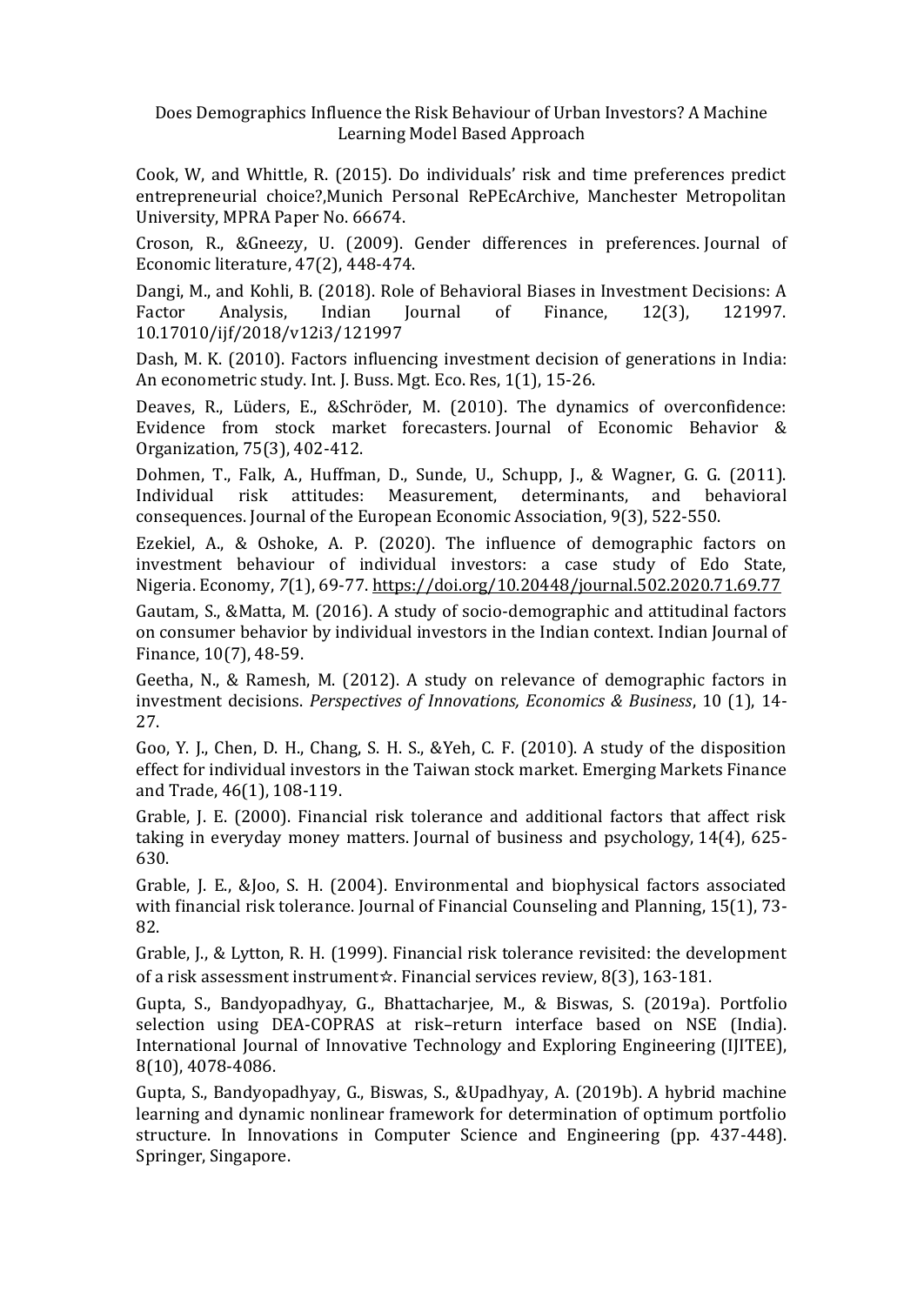Cook, W, and Whittle, R. (2015). Do individuals' risk and time preferences predict entrepreneurial choice?,Munich Personal RePEcArchive, Manchester Metropolitan University, MPRA Paper No. 66674.

Croson, R., &Gneezy, U. (2009). Gender differences in preferences. Journal of Economic literature, 47(2), 448-474.

Dangi, M., and Kohli, B. (2018). Role of Behavioral Biases in Investment Decisions: A Factor Analysis, Indian Journal of Finance, 12(3), 121997. 10.17010/ijf/2018/v12i3/121997

Dash, M. K. (2010). Factors influencing investment decision of generations in India: An econometric study. Int. J. Buss. Mgt. Eco. Res, 1(1), 15-26.

Deaves, R., Lüders, E., &Schröder, M. (2010). The dynamics of overconfidence: Evidence from stock market forecasters. Journal of Economic Behavior & Organization, 75(3), 402-412.

Dohmen, T., Falk, A., Huffman, D., Sunde, U., Schupp, J., & Wagner, G. G. (2011). Individual risk attitudes: Measurement, determinants, and behavioral consequences. Journal of the European Economic Association, 9(3), 522-550.

Ezekiel, A., & Oshoke, A. P. (2020). The influence of demographic factors on investment behaviour of individual investors: a case study of Edo State, Nigeria. Economy, *7*(1), 69-77. https://doi.org/10.20448/journal.502.2020.71.69.77

Gautam, S., &Matta, M. (2016). A study of socio-demographic and attitudinal factors on consumer behavior by individual investors in the Indian context. Indian Journal of Finance, 10(7), 48-59.

Geetha, N., & Ramesh, M. (2012). A study on relevance of demographic factors in investment decisions. *Perspectives of Innovations, Economics & Business*, 10 (1), 14-27.

Goo, Y. J., Chen, D. H., Chang, S. H. S., &Yeh, C. F. (2010). A study of the disposition effect for individual investors in the Taiwan stock market. Emerging Markets Finance and Trade, 46(1), 108-119.

Grable, J. E. (2000). Financial risk tolerance and additional factors that affect risk taking in everyday money matters. Journal of business and psychology, 14(4), 625-630.

Grable, J. E., &Joo, S. H. (2004). Environmental and biophysical factors associated with financial risk tolerance. Journal of Financial Counseling and Planning, 15(1), 73-82.

Grable, J., & Lytton, R. H. (1999). Financial risk tolerance revisited: the development of a risk assessment instrument☆. Financial services review, 8(3), 163-181.

Gupta, S., Bandyopadhyay, G., Bhattacharjee, M., & Biswas, S. (2019a). Portfolio selection using DEA-COPRAS at risk–return interface based on NSE (India). International Journal of Innovative Technology and Exploring Engineering (IJITEE), 8(10), 4078-4086.

Gupta, S., Bandyopadhyay, G., Biswas, S., &Upadhyay, A. (2019b). A hybrid machine learning and dynamic nonlinear framework for determination of optimum portfolio structure. In Innovations in Computer Science and Engineering (pp. 437-448). Springer, Singapore.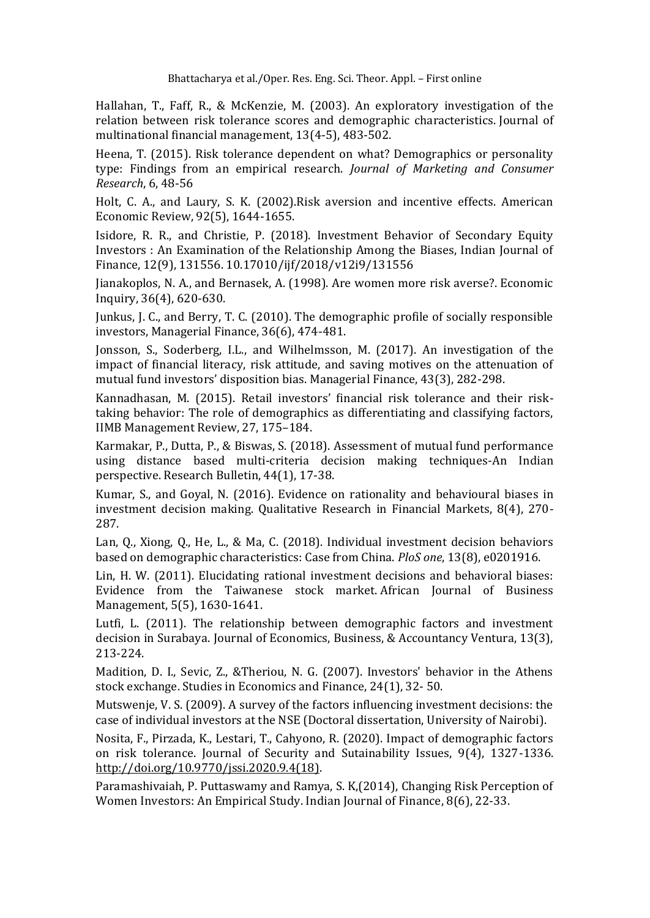Hallahan, T., Faff, R., & McKenzie, M. (2003). An exploratory investigation of the relation between risk tolerance scores and demographic characteristics. Journal of multinational financial management, 13(4-5), 483-502.

Heena, T. (2015). Risk tolerance dependent on what? Demographics or personality type: Findings from an empirical research. *Journal of Marketing and Consumer Research*, 6, 48-56

Holt, C. A., and Laury, S. K. (2002).Risk aversion and incentive effects. American Economic Review, 92(5), 1644-1655.

Isidore, R. R., and Christie, P. (2018). Investment Behavior of Secondary Equity Investors : An Examination of the Relationship Among the Biases, Indian Journal of Finance, 12(9), 131556. 10.17010/ijf/2018/v12i9/131556

Jianakoplos, N. A., and Bernasek, A. (1998). Are women more risk averse?. Economic Inquiry, 36(4), 620-630.

Junkus, J. C., and Berry, T. C. (2010). The demographic profile of socially responsible investors, Managerial Finance, 36(6), 474-481.

Jonsson, S., Soderberg, I.L., and Wilhelmsson, M. (2017). An investigation of the impact of financial literacy, risk attitude, and saving motives on the attenuation of mutual fund investors' disposition bias. Managerial Finance, 43(3), 282-298.

Kannadhasan, M. (2015). Retail investors' financial risk tolerance and their risk-taking behavior: The role of demographics as differentiating and classifying factors, IIMB Management Review, 27, 175–184.

Karmakar, P., Dutta, P., & Biswas, S. (2018). Assessment of mutual fund performance using distance based multi-criteria decision making techniques-An Indian perspective. Research Bulletin, 44(1), 17-38.

Kumar, S., and Goyal, N. (2016). Evidence on rationality and behavioural biases in investment decision making. Qualitative Research in Financial Markets, 8(4), 270-287.

Lan, Q., Xiong, Q., He, L., & Ma, C. (2018). Individual investment decision behaviors based on demographic characteristics: Case from China. *PloS one*, 13(8), e0201916.

Lin, H. W. (2011). Elucidating rational investment decisions and behavioral biases: Evidence from the Taiwanese stock market. African Journal of Business Management, 5(5), 1630-1641.

Lutfi, L. (2011). The relationship between demographic factors and investment decision in Surabaya. Journal of Economics, Business, & Accountancy Ventura, 13(3), 213-224.

Madition, D. I., Sevic, Z., &Theriou, N. G. (2007). Investors' behavior in the Athens stock exchange. Studies in Economics and Finance, 24(1), 32- 50.

Mutswenje, V. S. (2009). A survey of the factors influencing investment decisions: the case of individual investors at the NSE (Doctoral dissertation, University of Nairobi).

Nosita, F., Pirzada, K., Lestari, T., Cahyono, R. (2020). Impact of demographic factors on risk tolerance. Journal of Security and Sutainability Issues, 9(4), 1327-1336. http://doi.org/10.9770/jssi.2020.9.4(18).

Paramashivaiah, P. Puttaswamy and Ramya, S. K,(2014), Changing Risk Perception of Women Investors: An Empirical Study. Indian Journal of Finance, 8(6), 22-33.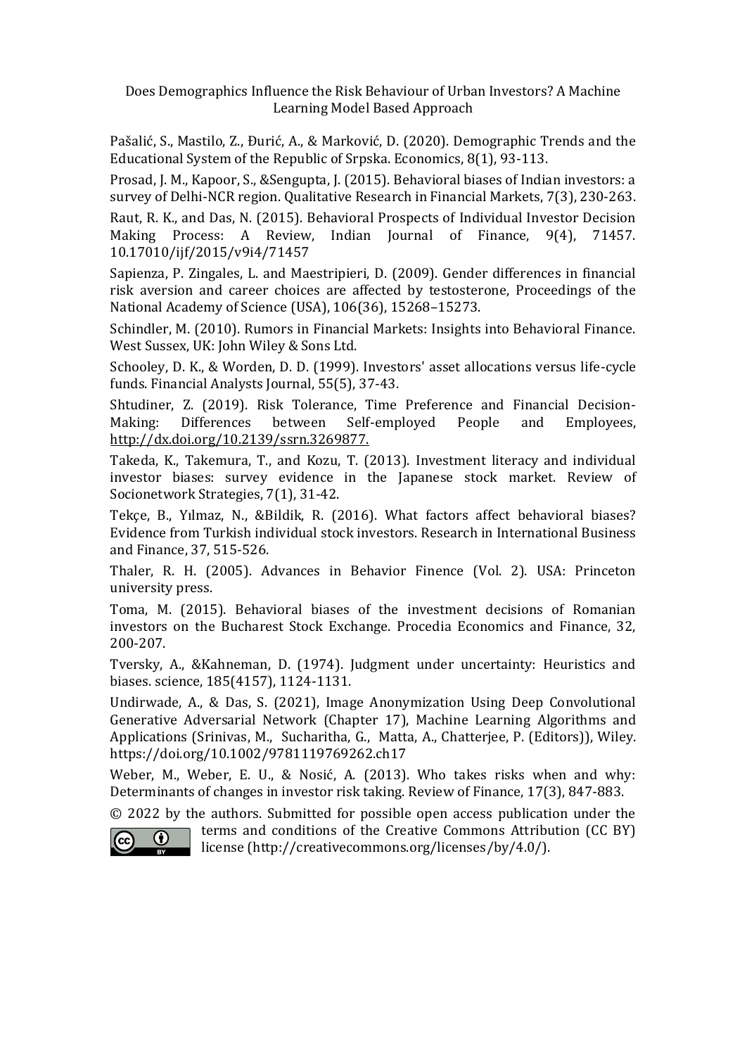Pašalić, S., Mastilo, Z., Đurić, A., & Marković, D. (2020). Demographic Trends and the Educational System of the Republic of Srpska. Economics, 8(1), 93-113.

Prosad, J. M., Kapoor, S., &Sengupta, J. (2015). Behavioral biases of Indian investors: a survey of Delhi-NCR region. Qualitative Research in Financial Markets, 7(3), 230-263.

Raut, R. K., and Das, N. (2015). Behavioral Prospects of Individual Investor Decision Making Process: A Review, Indian Journal of Finance, 9(4), 71457. 10.17010/ijf/2015/v9i4/71457

Sapienza, P. Zingales, L. and Maestripieri, D. (2009). Gender differences in financial risk aversion and career choices are affected by testosterone, Proceedings of the National Academy of Science (USA), 106(36), 15268–15273.

Schindler, M. (2010). Rumors in Financial Markets: Insights into Behavioral Finance. West Sussex, UK: John Wiley & Sons Ltd.

Schooley, D. K., & Worden, D. D. (1999). Investors' asset allocations versus life-cycle funds. Financial Analysts Journal, 55(5), 37-43.

Shtudiner, Z. (2019). Risk Tolerance, Time Preference and Financial Decision-Making: Differences between Self-employed People and Employees, http://dx.doi.org/10.2139/ssrn.3269877.

Takeda, K., Takemura, T., and Kozu, T. (2013). Investment literacy and individual investor biases: survey evidence in the Japanese stock market. Review of Socionetwork Strategies, 7(1), 31-42.

Tekçe, B., Yılmaz, N., &Bildik, R. (2016). What factors affect behavioral biases? Evidence from Turkish individual stock investors. Research in International Business and Finance, 37, 515-526.

Thaler, R. H. (2005). Advances in Behavior Finence (Vol. 2). USA: Princeton university press.

Toma, M. (2015). Behavioral biases of the investment decisions of Romanian investors on the Bucharest Stock Exchange. Procedia Economics and Finance, 32, 200-207.

Tversky, A., &Kahneman, D. (1974). Judgment under uncertainty: Heuristics and biases. science, 185(4157), 1124-1131.

Undirwade, A., & Das, S. (2021), Image Anonymization Using Deep Convolutional Generative Adversarial Network (Chapter 17), Machine Learning Algorithms and Applications (Srinivas, M., Sucharitha, G., Matta, A., Chatterjee, P. (Editors)), Wiley. https://doi.org/10.1002/9781119769262.ch17

Weber, M., Weber, E. U., & Nosić, A. (2013). Who takes risks when and why: Determinants of changes in investor risk taking. Review of Finance, 17(3), 847-883.

© 2022 by the authors. Submitted for possible open access publication under the terms and conditions of the Creative Commons Attribution (CC BY) license (http://creativecommons.org/licenses/by/4.0/).